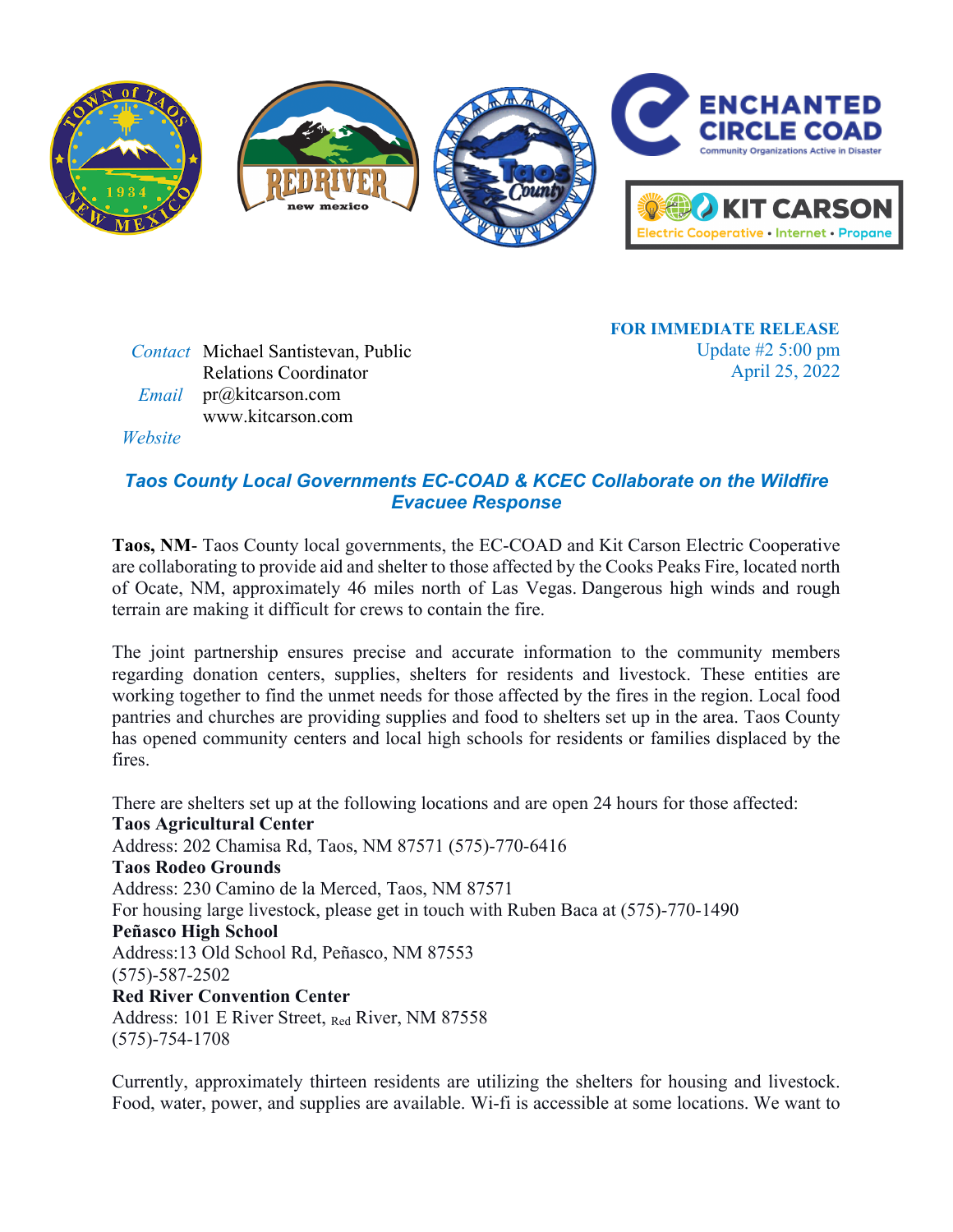**FOR IMMEDIATE RELEASE**
Update #2 5:00 pm
April 25, 2022

*Contact* Michael Santistevan, Public Relations Coordinator
*Email* pr@kitcarson.com
*Website* www.kitcarson.com

## *Taos County Local Governments EC-COAD & KCEC Collaborate on the Wildfire Evacuee Response*

**Taos, NM**- Taos County local governments, the EC-COAD and Kit Carson Electric Cooperative are collaborating to provide aid and shelter to those affected by the Cooks Peaks Fire, located north of Ocate, NM, approximately 46 miles north of Las Vegas. Dangerous high winds and rough terrain are making it difficult for crews to contain the fire.

The joint partnership ensures precise and accurate information to the community members regarding donation centers, supplies, shelters for residents and livestock. These entities are working together to find the unmet needs for those affected by the fires in the region. Local food pantries and churches are providing supplies and food to shelters set up in the area. Taos County has opened community centers and local high schools for residents or families displaced by the fires.

There are shelters set up at the following locations and are open 24 hours for those affected:

**Taos Agricultural Center**
Address: 202 Chamisa Rd, Taos, NM 87571 (575)-770-6416

**Taos Rodeo Grounds**
Address: 230 Camino de la Merced, Taos, NM 87571
For housing large livestock, please get in touch with Ruben Baca at (575)-770-1490

**Peñasco High School**
Address:13 Old School Rd, Peñasco, NM 87553
(575)-587-2502

**Red River Convention Center**
Address: 101 E River Street, Red River, NM 87558
(575)-754-1708

Currently, approximately thirteen residents are utilizing the shelters for housing and livestock. Food, water, power, and supplies are available. Wi-fi is accessible at some locations. We want to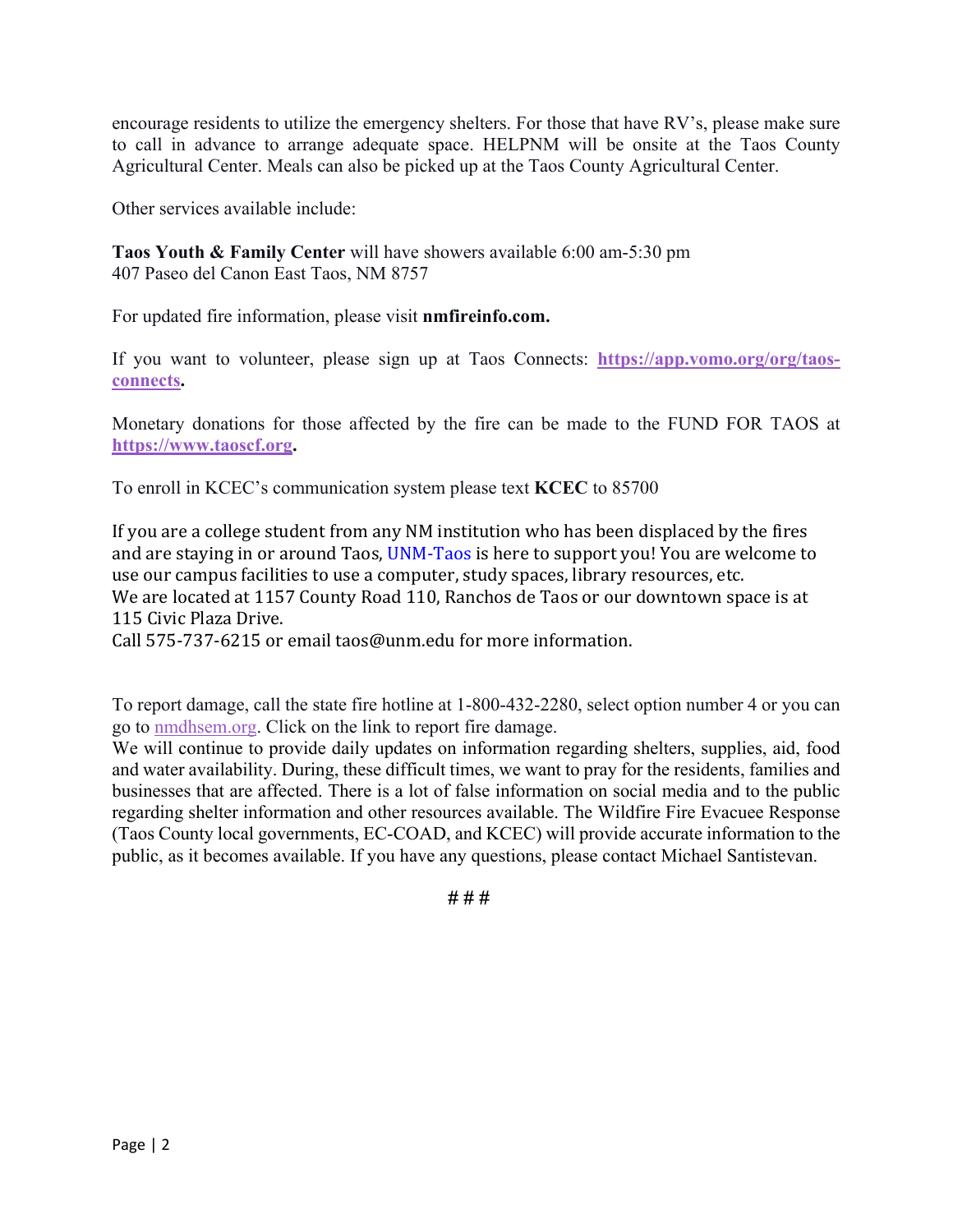encourage residents to utilize the emergency shelters. For those that have RV's, please make sure to call in advance to arrange adequate space. HELPNM will be onsite at the Taos County Agricultural Center. Meals can also be picked up at the Taos County Agricultural Center.

Other services available include:

**Taos Youth & Family Center** will have showers available 6:00 am-5:30 pm
407 Paseo del Canon East Taos, NM 8757

For updated fire information, please visit **nmfireinfo.com.**

If you want to volunteer, please sign up at Taos Connects: **https://app.vomo.org/org/taos-connects.**

Monetary donations for those affected by the fire can be made to the FUND FOR TAOS at **https://www.taoscf.org.**

To enroll in KCEC's communication system please text **KCEC** to 85700

If you are a college student from any NM institution who has been displaced by the fires and are staying in or around Taos, UNM-Taos is here to support you! You are welcome to use our campus facilities to use a computer, study spaces, library resources, etc.
We are located at 1157 County Road 110, Ranchos de Taos or our downtown space is at 115 Civic Plaza Drive.
Call 575-737-6215 or email taos@unm.edu for more information.

To report damage, call the state fire hotline at 1-800-432-2280, select option number 4 or you can go to nmdhsem.org. Click on the link to report fire damage.
We will continue to provide daily updates on information regarding shelters, supplies, aid, food and water availability. During, these difficult times, we want to pray for the residents, families and businesses that are affected. There is a lot of false information on social media and to the public regarding shelter information and other resources available. The Wildfire Fire Evacuee Response (Taos County local governments, EC-COAD, and KCEC) will provide accurate information to the public, as it becomes available. If you have any questions, please contact Michael Santistevan.

# # #